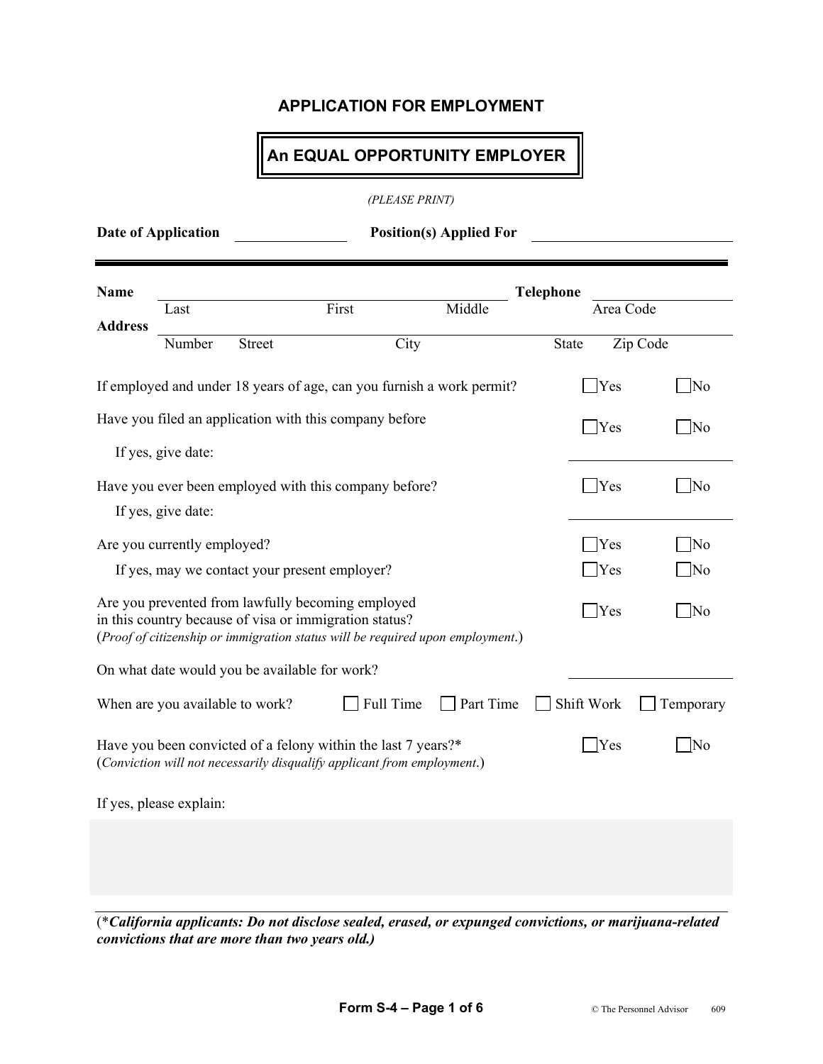# APPLICATION FOR EMPLOYMENT

**An EQUAL OPPORTUNITY EMPLOYER**

*(PLEASE PRINT)*

**Date of Application** ______________ **Position(s) Applied For** ______________________

---

**Name** ________________________________________ **Telephone** ______________

Last First Middle Area Code

**Address** ________________________________________________________________

Number Street City State Zip Code

If employed and under 18 years of age, can you furnish a work permit? ☐ Yes ☐ No

Have you filed an application with this company before ☐ Yes ☐ No

If yes, give date: ______________

Have you ever been employed with this company before? ☐ Yes ☐ No

If yes, give date: ______________

Are you currently employed? ☐ Yes ☐ No

If yes, may we contact your present employer? ☐ Yes ☐ No

Are you prevented from lawfully becoming employed in this country because of visa or immigration status? ☐ Yes ☐ No
(*Proof of citizenship or immigration status will be required upon employment*.)

On what date would you be available for work? ______________

When are you available to work? ☐ Full Time ☐ Part Time ☐ Shift Work ☐ Temporary

Have you been convicted of a felony within the last 7 years?* ☐ Yes ☐ No
(*Conviction will not necessarily disqualify applicant from employment*.)

If yes, please explain:

---

(****California applicants: Do not disclose sealed, erased, or expunged convictions, or marijuana-related convictions that are more than two years old.)***

© The Personnel Advisor 609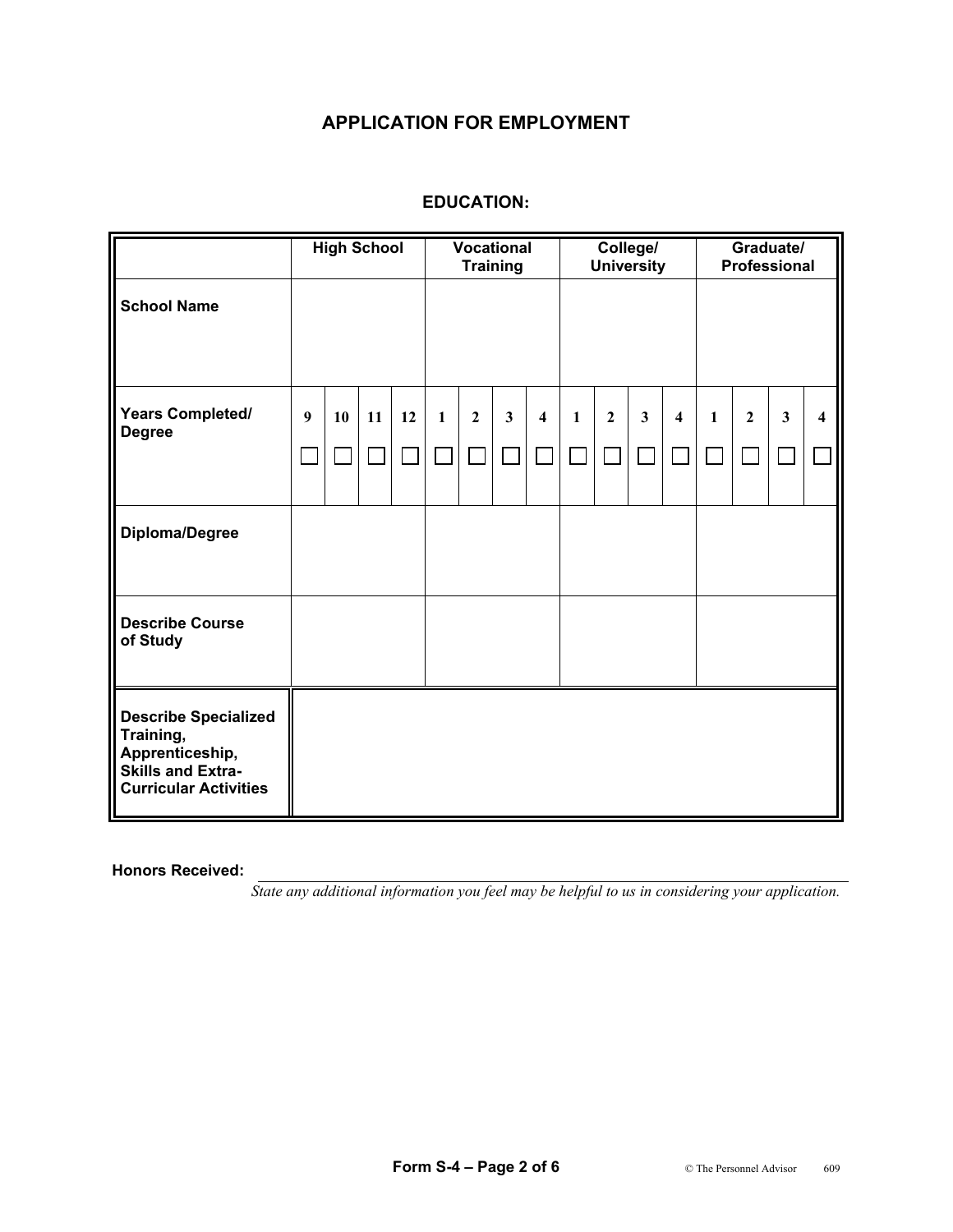# APPLICATION FOR EMPLOYMENT

## EDUCATION:

| | High School | | | | Vocational Training | | | | College/ University | | | | Graduate/ Professional | | | |
|---|---|---|---|---|---|---|---|---|---|---|---|---|---|---|---|---|
| **School Name** | | | | | | | | | | | | | | | | |
| **Years Completed/ Degree** | 9 ☐ | 10 ☐ | 11 ☐ | 12 ☐ | 1 ☐ | 2 ☐ | 3 ☐ | 4 ☐ | 1 ☐ | 2 ☐ | 3 ☐ | 4 ☐ | 1 ☐ | 2 ☐ | 3 ☐ | 4 ☐ |
| **Diploma/Degree** | | | | | | | | | | | | | | | | |
| **Describe Course of Study** | | | | | | | | | | | | | | | | |
| **Describe Specialized Training, Apprenticeship, Skills and Extra-Curricular Activities** | | | | | | | | | | | | | | | | |

**Honors Received:** ______________________________

*State any additional information you feel may be helpful to us in considering your application.*

**Form S-4 – Page 2 of 6**

© The Personnel Advisor 609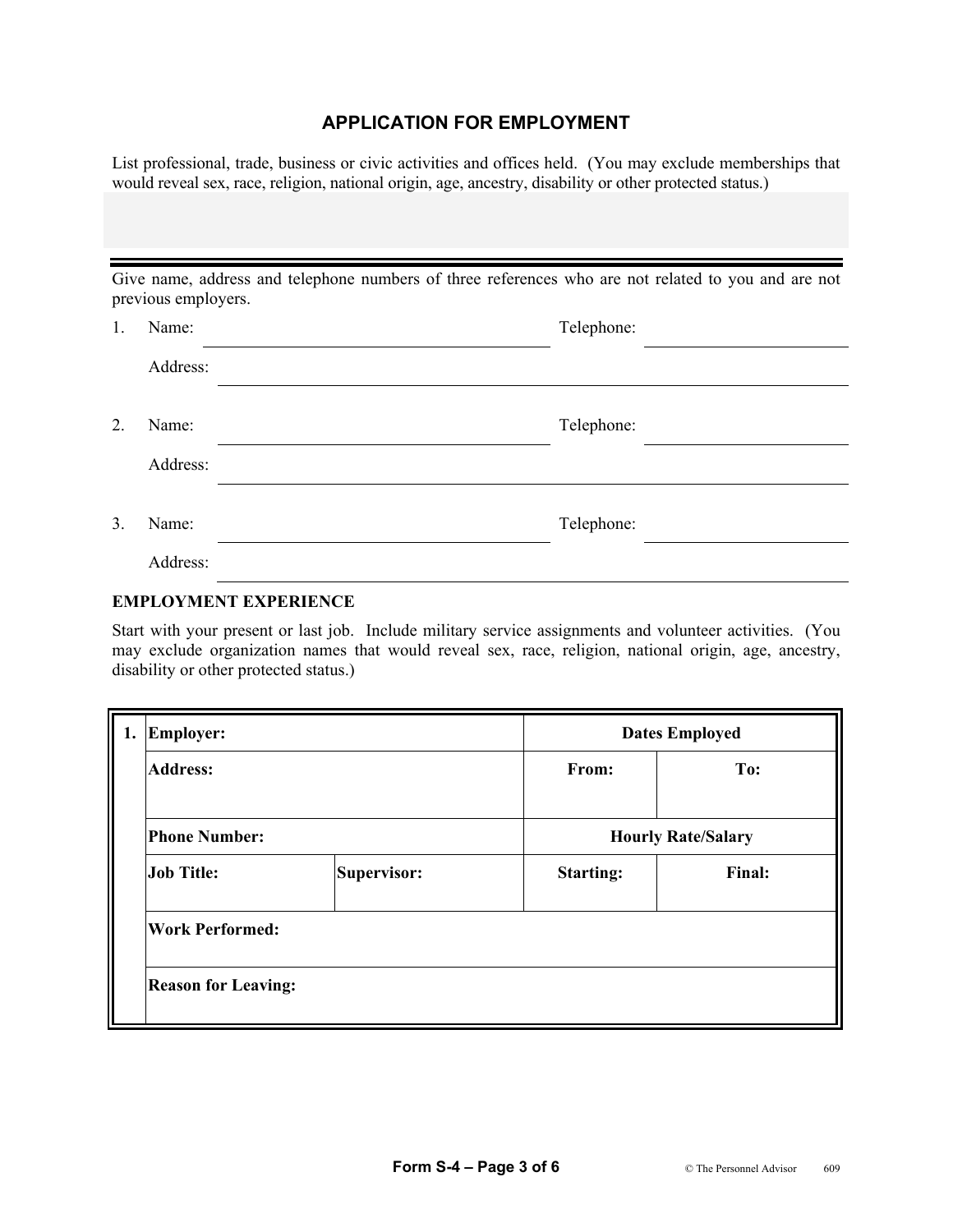## APPLICATION FOR EMPLOYMENT

List professional, trade, business or civic activities and offices held. (You may exclude memberships that would reveal sex, race, religion, national origin, age, ancestry, disability or other protected status.)

---

Give name, address and telephone numbers of three references who are not related to you and are not previous employers.

1. Name: ______________________ Telephone: ______________

   Address: ______________________________________

2. Name: ______________________ Telephone: ______________

   Address: ______________________________________

3. Name: ______________________ Telephone: ______________

   Address: ______________________________________

### EMPLOYMENT EXPERIENCE

Start with your present or last job. Include military service assignments and volunteer activities. (You may exclude organization names that would reveal sex, race, religion, national origin, age, ancestry, disability or other protected status.)

| 1. | **Employer:** | | **Dates Employed** | |
|---|---|---|---|---|
| | **Address:** | | **From:** | **To:** |
| | **Phone Number:** | | **Hourly Rate/Salary** | |
| | **Job Title:** | **Supervisor:** | **Starting:** | **Final:** |
| | **Work Performed:** | | | |
| | **Reason for Leaving:** | | | |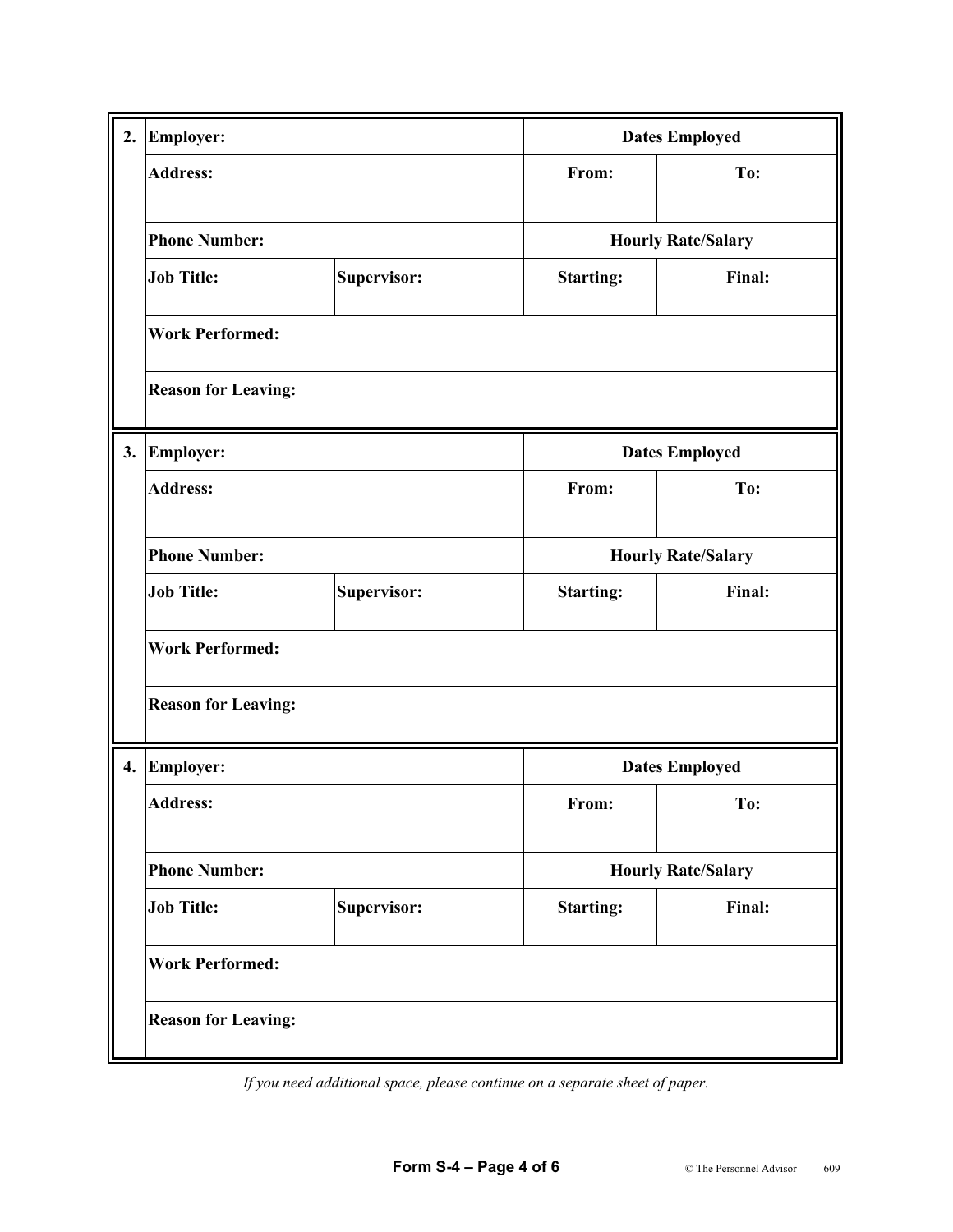| 2. | Employer: | | Dates Employed | |
|---|---|---|---|---|
| | Address: | | From: | To: |
| | Phone Number: | | Hourly Rate/Salary | |
| | Job Title: | Supervisor: | Starting: | Final: |
| | Work Performed: | | | |
| | Reason for Leaving: | | | |

| 3. | Employer: | | Dates Employed | |
|---|---|---|---|---|
| | Address: | | From: | To: |
| | Phone Number: | | Hourly Rate/Salary | |
| | Job Title: | Supervisor: | Starting: | Final: |
| | Work Performed: | | | |
| | Reason for Leaving: | | | |

| 4. | Employer: | | Dates Employed | |
|---|---|---|---|---|
| | Address: | | From: | To: |
| | Phone Number: | | Hourly Rate/Salary | |
| | Job Title: | Supervisor: | Starting: | Final: |
| | Work Performed: | | | |
| | Reason for Leaving: | | | |

*If you need additional space, please continue on a separate sheet of paper.*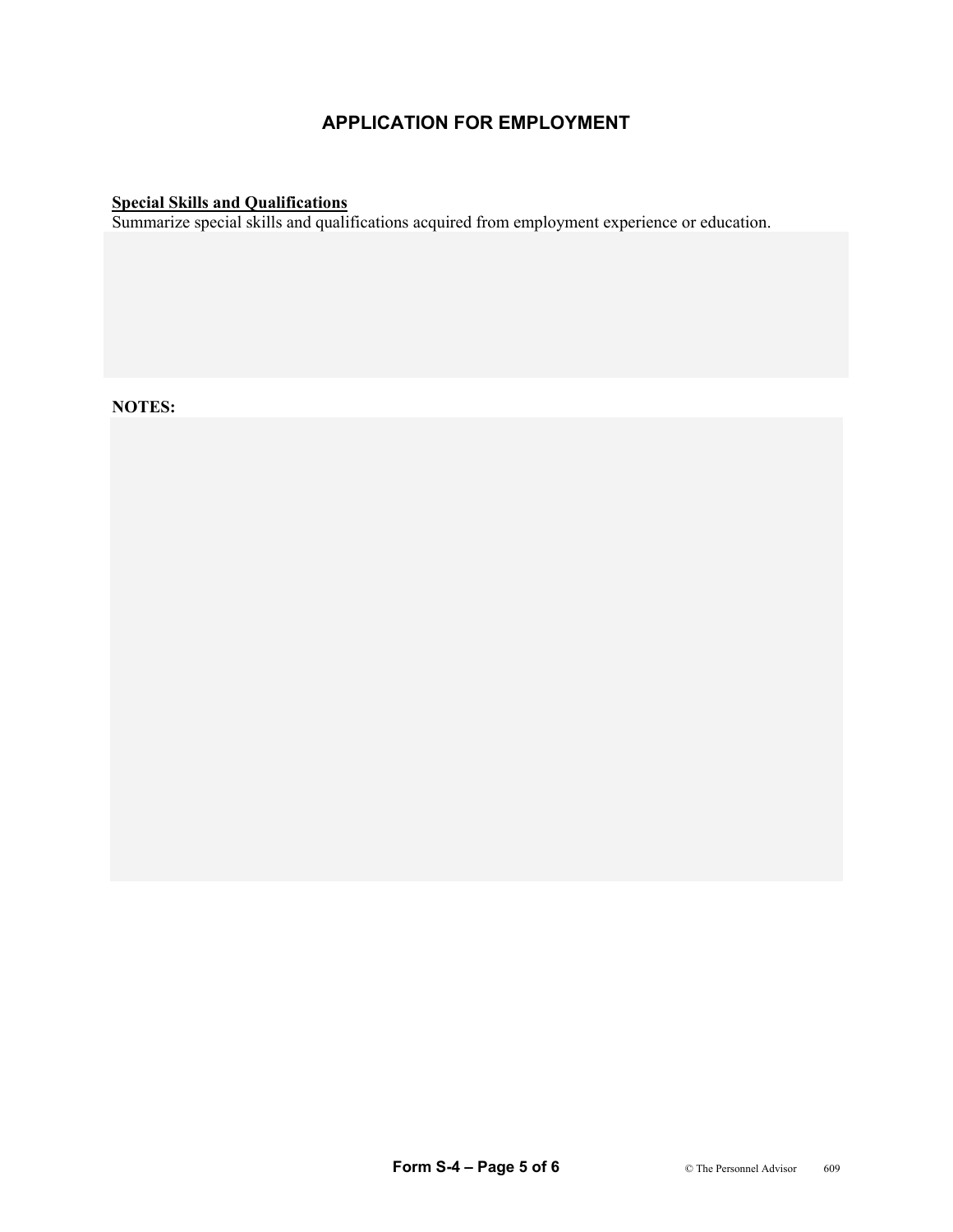# APPLICATION FOR EMPLOYMENT

**Special Skills and Qualifications**

Summarize special skills and qualifications acquired from employment experience or education.

**NOTES:**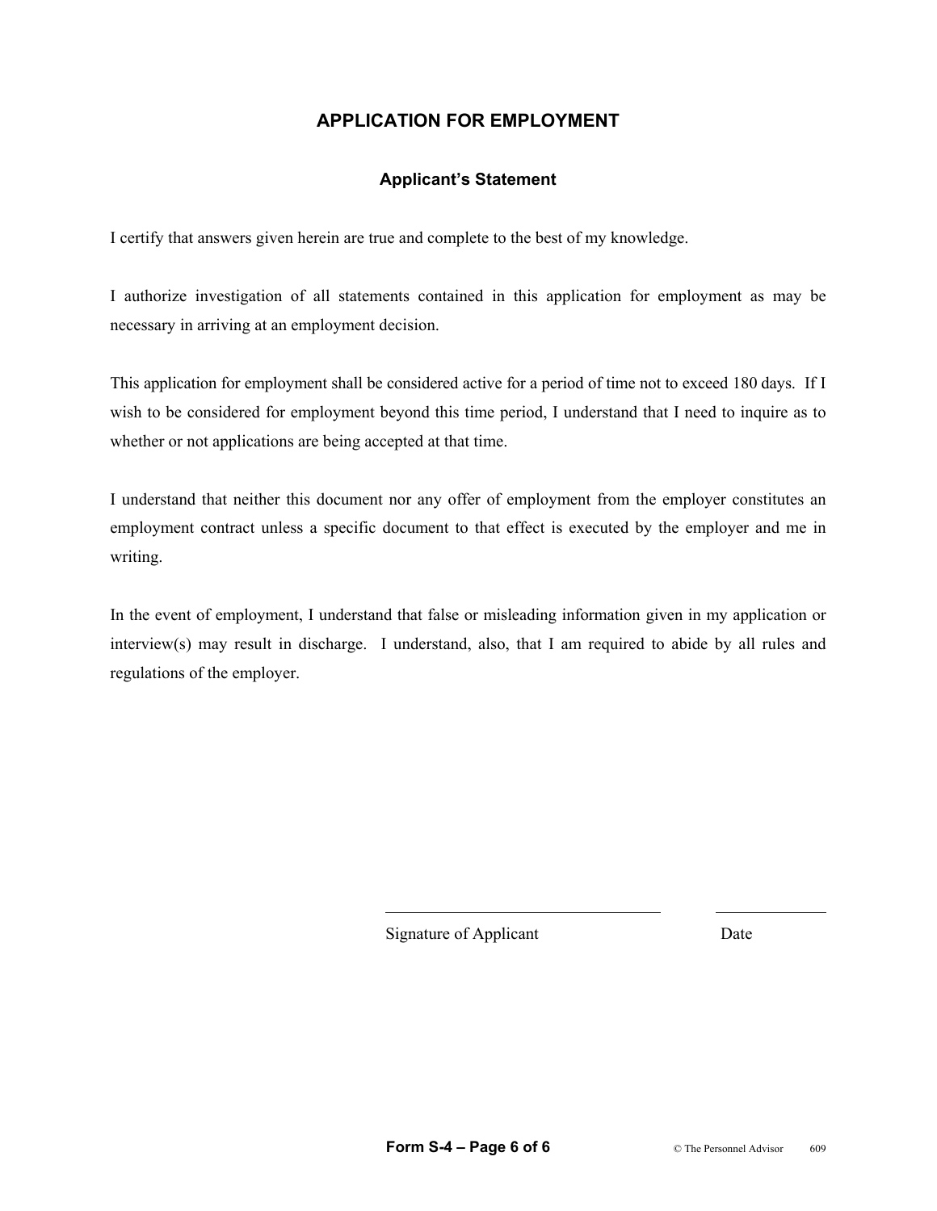# APPLICATION FOR EMPLOYMENT

## Applicant's Statement

I certify that answers given herein are true and complete to the best of my knowledge.

I authorize investigation of all statements contained in this application for employment as may be necessary in arriving at an employment decision.

This application for employment shall be considered active for a period of time not to exceed 180 days. If I wish to be considered for employment beyond this time period, I understand that I need to inquire as to whether or not applications are being accepted at that time.

I understand that neither this document nor any offer of employment from the employer constitutes an employment contract unless a specific document to that effect is executed by the employer and me in writing.

In the event of employment, I understand that false or misleading information given in my application or interview(s) may result in discharge. I understand, also, that I am required to abide by all rules and regulations of the employer.

\_\_\_\_\_\_\_\_\_\_\_\_\_\_\_\_\_\_\_\_\_\_\_\_\_\_\_\_\_\_\_\_ \_\_\_\_\_\_\_\_\_\_\_\_\_\_

Signature of Applicant Date

**Form S-4**

© The Personnel Advisor 609